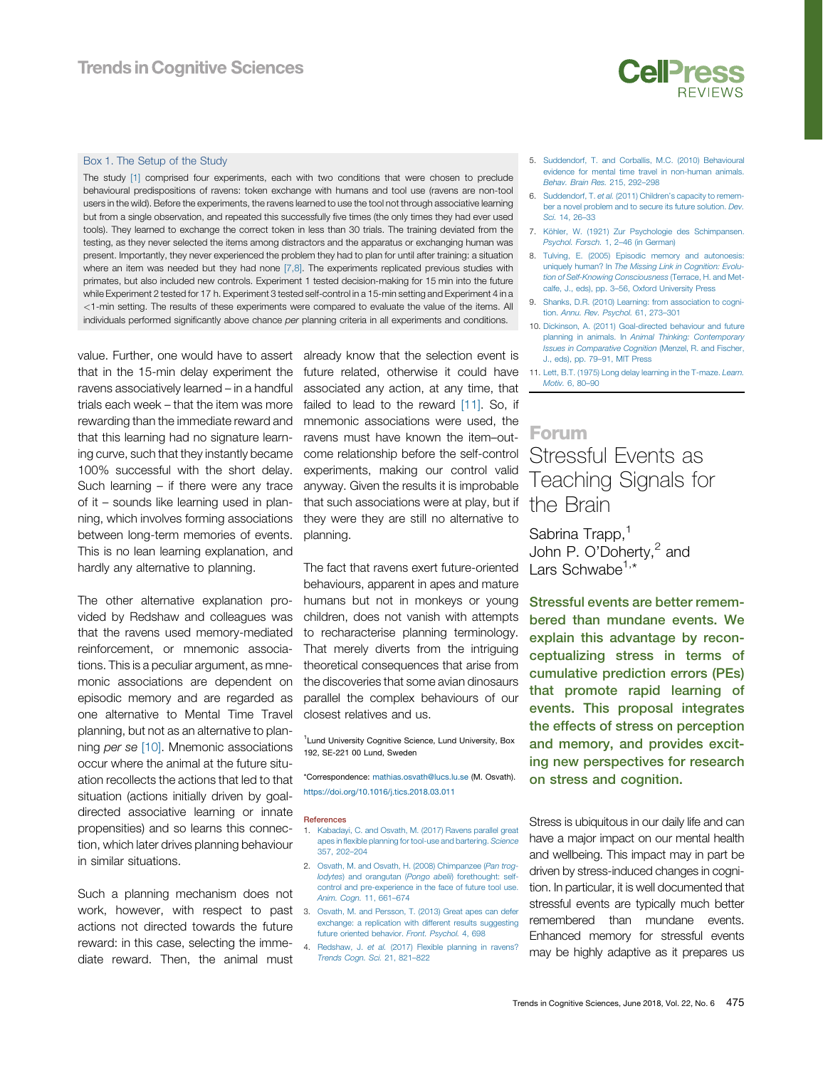### Box 1. The Setup of the Study

The study [1] comprised four experiments, each with two conditions that were chosen to preclude behavioural predispositions of ravens: token exchange with humans and tool use (ravens are non-tool users in the wild). Before the experiments, the ravens learned to use the tool not through associative learning but from a single observation, and repeated this successfully five times (the only times they had ever used tools). They learned to exchange the correct token in less than 30 trials. The training deviated from the testing, as they never selected the items among distractors and the apparatus or exchanging human was present. Importantly, they never experienced the problem they had to plan for until after training: a situation where an item was needed but they had none [7,8]. The experiments replicated previous studies with primates, but also included new controls. Experiment 1 tested decision-making for 15 min into the future while Experiment 2 tested for 17 h. Experiment 3 tested self-control in a 15-min setting and Experiment 4 in a <1-min setting. The results of these experiments were compared to evaluate the value of the items. All individuals performed significantly above chance *per* planning criteria in all experiments and conditions.

value. Further, one would have to assert that in the 15-min delay experiment the ravens associatively learned – in a handful trials each week – that the item was more rewarding than the immediate reward and that this learning had no signature learning curve, such that they instantly became 100% successful with the short delay. Such learning – if there were any trace of it – sounds like learning used in planning, which involves forming associations between long-term memories of events. This is no lean learning explanation, and hardly any alternative to planning.

The other alternative explanation provided by Redshaw and colleagues was that the ravens used memory-mediated reinforcement, or mnemonic associations. This is a peculiar argument, as mnemonic associations are dependent on episodic memory and are regarded as one alternative to Mental Time Travel planning, but not as an alternative to planning *per se* [10]. Mnemonic associations occur where the animal at the future situation recollects the actions that led to that situation (actions initially driven by goal-directed associative learning or innate propensities) and so learns this connection, which later drives planning behaviour in similar situations.

Such a planning mechanism does not work, however, with respect to past actions not directed towards the future reward: in this case, selecting the immediate reward. Then, the animal must already know that the selection event is future related, otherwise it could have associated any action, at any time, that failed to lead to the reward [11]. So, if mnemonic associations were used, the ravens must have known the item–outcome relationship before the self-control experiments, making our control valid anyway. Given the results it is improbable that such associations were at play, but if they were they are still no alternative to planning.

The fact that ravens exert future-oriented behaviours, apparent in apes and mature humans but not in monkeys or young children, does not vanish with attempts to recharacterise planning terminology. That merely diverts from the intriguing theoretical consequences that arise from the discoveries that some avian dinosaurs parallel the complex behaviours of our closest relatives and us.

[1]Lund University Cognitive Science, Lund University, Box 192, SE-221 00 Lund, Sweden

*Correspondence: mathias.osvath@lucs.lu.se (M. Osvath).
https://doi.org/10.1016/j.tics.2018.03.011

#### References

1. Kabadayi, C. and Osvath, M. (2017) Ravens parallel great apes in flexible planning for tool-use and bartering. *Science* 357, 202–204
2. Osvath, M. and Osvath, H. (2008) Chimpanzee (*Pan troglodytes*) and orangutan (*Pongo abelii*) forethought: self-control and pre-experience in the face of future tool use. *Anim. Cogn.* 11, 661–674
3. Osvath, M. and Persson, T. (2013) Great apes can defer exchange: a replication with different results suggesting future oriented behavior. *Front. Psychol.* 4, 698
4. Redshaw, J. *et al.* (2017) Flexible planning in ravens? *Trends Cogn. Sci.* 21, 821–822
5. Suddendorf, T. and Corballis, M.C. (2010) Behavioural evidence for mental time travel in non-human animals. *Behav. Brain Res.* 215, 292–298
6. Suddendorf, T. *et al.* (2011) Children's capacity to remember a novel problem and to secure its future solution. *Dev. Sci.* 14, 26–33
7. Köhler, W. (1921) Zur Psychologie des Schimpansen. *Psychol. Forsch.* 1, 2–46 (in German)
8. Tulving, E. (2005) Episodic memory and autonoesis: uniquely human? In *The Missing Link in Cognition: Evolution of Self-Knowing Consciousness* (Terrace, H. and Metcalfe, J., eds), pp. 3–56, Oxford University Press
9. Shanks, D.R. (2010) Learning: from association to cognition. *Annu. Rev. Psychol.* 61, 273–301
10. Dickinson, A. (2011) Goal-directed behaviour and future planning in animals. In *Animal Thinking: Contemporary Issues in Comparative Cognition* (Menzel, R. and Fischer, J., eds), pp. 79–91, MIT Press
11. Lett, B.T. (1975) Long delay learning in the T-maze. *Learn. Motiv.* 6, 80–90

## Forum

# Stressful Events as Teaching Signals for the Brain

Sabrina Trapp,[1] John P. O'Doherty,[2] and Lars Schwabe[1,*]

**Stressful events are better remembered than mundane events. We explain this advantage by reconceptualizing stress in terms of cumulative prediction errors (PEs) that promote rapid learning of events. This proposal integrates the effects of stress on perception and memory, and provides exciting new perspectives for research on stress and cognition.**

Stress is ubiquitous in our daily life and can have a major impact on our mental health and wellbeing. This impact may in part be driven by stress-induced changes in cognition. In particular, it is well documented that stressful events are typically much better remembered than mundane events. Enhanced memory for stressful events may be highly adaptive as it prepares us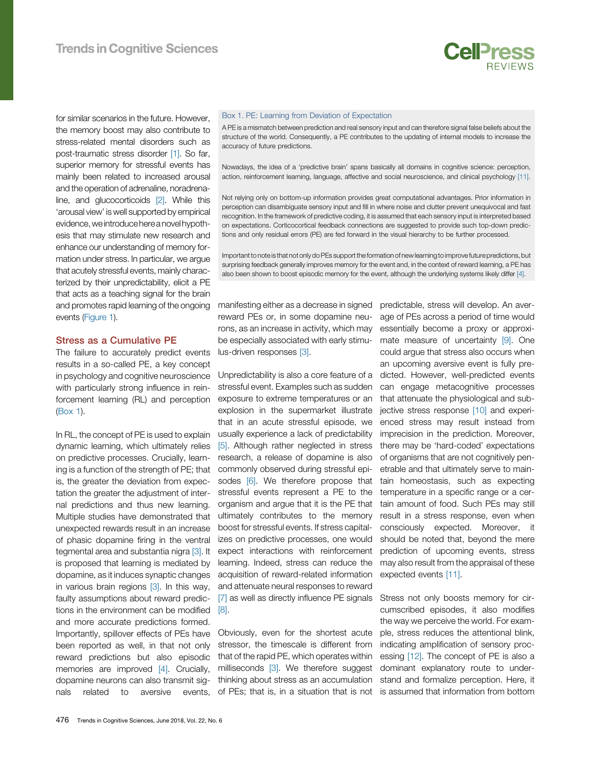for similar scenarios in the future. However, the memory boost may also contribute to stress-related mental disorders such as post-traumatic stress disorder [1]. So far, superior memory for stressful events has mainly been related to increased arousal and the operation of adrenaline, noradrenaline, and glucocorticoids [2]. While this 'arousal view' is well supported by empirical evidence, we introduce here a novel hypothesis that may stimulate new research and enhance our understanding of memory formation under stress. In particular, we argue that acutely stressful events, mainly characterized by their unpredictability, elicit a PE that acts as a teaching signal for the brain and promotes rapid learning of the ongoing events (Figure 1).

## Stress as a Cumulative PE

The failure to accurately predict events results in a so-called PE, a key concept in psychology and cognitive neuroscience with particularly strong influence in reinforcement learning (RL) and perception (Box 1).

> **Box 1. PE: Learning from Deviation of Expectation**
>
> A PE is a mismatch between prediction and real sensory input and can therefore signal false beliefs about the structure of the world. Consequently, a PE contributes to the updating of internal models to increase the accuracy of future predictions.
>
> Nowadays, the idea of a 'predictive brain' spans basically all domains in cognitive science: perception, action, reinforcement learning, language, affective and social neuroscience, and clinical psychology [11].
>
> Not relying only on bottom-up information provides great computational advantages. Prior information in perception can disambiguate sensory input and fill in where noise and clutter prevent unequivocal and fast recognition. In the framework of predictive coding, it is assumed that each sensory input is interpreted based on expectations. Corticocortical feedback connections are suggested to provide such top-down predictions and only residual errors (PE) are fed forward in the visual hierarchy to be further processed.
>
> Important to note is that not only do PEs support the formation of new learning to improve future predictions, but surprising feedback generally improves memory for the event and, in the context of reward learning, a PE has also been shown to boost episodic memory for the event, although the underlying systems likely differ [4].

In RL, the concept of PE is used to explain dynamic learning, which ultimately relies on predictive processes. Crucially, learning is a function of the strength of PE; that is, the greater the deviation from expectation the greater the adjustment of internal predictions and thus new learning. Multiple studies have demonstrated that unexpected rewards result in an increase of phasic dopamine firing in the ventral tegmental area and substantia nigra [3]. It is proposed that learning is mediated by dopamine, as it induces synaptic changes in various brain regions [3]. In this way, faulty assumptions about reward predictions in the environment can be modified and more accurate predictions formed. Importantly, spillover effects of PEs have been reported as well, in that not only reward predictions but also episodic memories are improved [4]. Crucially, dopamine neurons can also transmit signals related to aversive events, manifesting either as a decrease in signed reward PEs or, in some dopamine neurons, as an increase in activity, which may be especially associated with early stimulus-driven responses [3].

Unpredictability is also a core feature of a stressful event. Examples such as sudden exposure to extreme temperatures or an explosion in the supermarket illustrate that in an acute stressful episode, we usually experience a lack of predictability [5]. Although rather neglected in stress research, a release of dopamine is also commonly observed during stressful episodes [6]. We therefore propose that stressful events represent a PE to the organism and argue that it is the PE that ultimately contributes to the memory boost for stressful events. If stress capitalizes on predictive processes, one would expect interactions with reinforcement learning. Indeed, stress can reduce the acquisition of reward-related information and attenuate neural responses to reward [7] as well as directly influence PE signals [8].

Obviously, even for the shortest acute stressor, the timescale is different from that of the rapid PE, which operates within milliseconds [3]. We therefore suggest thinking about stress as an accumulation of PEs; that is, in a situation that is not predictable, stress will develop. An average of PEs across a period of time would essentially become a proxy or approximate measure of uncertainty [9]. One could argue that stress also occurs when an upcoming aversive event is fully predicted. However, well-predicted events can engage metacognitive processes that attenuate the physiological and subjective stress response [10] and experienced stress may result instead from imprecision in the prediction. Moreover, there may be 'hard-coded' expectations of organisms that are not cognitively penetrable and that ultimately serve to maintain homeostasis, such as expecting temperature in a specific range or a certain amount of food. Such PEs may still result in a stress response, even when consciously expected. Moreover, it should be noted that, beyond the mere prediction of upcoming events, stress may also result from the appraisal of these expected events [11].

Stress not only boosts memory for circumscribed episodes, it also modifies the way we perceive the world. For example, stress reduces the attentional blink, indicating amplification of sensory processing [12]. The concept of PE is also a dominant explanatory route to understand and formalize perception. Here, it is assumed that information from bottom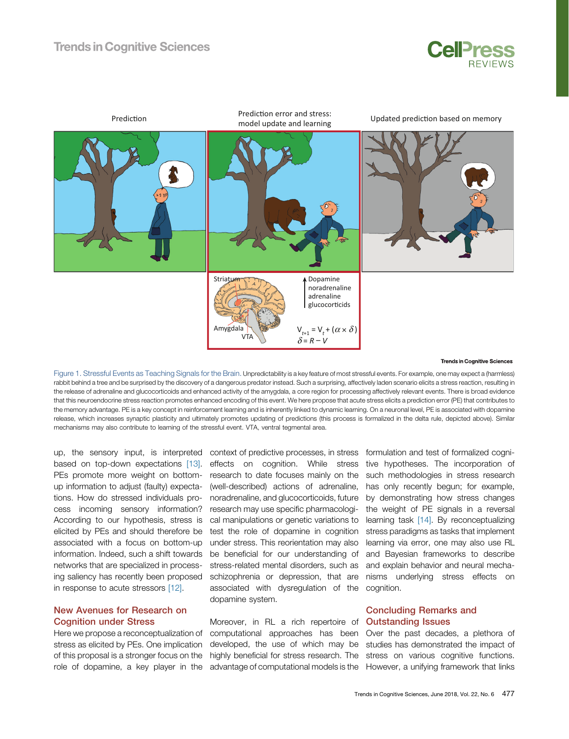Figure 1. Stressful Events as Teaching Signals for the Brain. Unpredictability is a key feature of most stressful events. For example, one may expect a (harmless) rabbit behind a tree and be surprised by the discovery of a dangerous predator instead. Such a surprising, affectively laden scenario elicits a stress reaction, resulting in the release of adrenaline and glucocorticoids and enhanced activity of the amygdala, a core region for processing affectively relevant events. There is broad evidence that this neuroendocrine stress reaction promotes enhanced encoding of this event. We here propose that acute stress elicits a prediction error (PE) that contributes to the memory advantage. PE is a key concept in reinforcement learning and is inherently linked to dynamic learning. On a neuronal level, PE is associated with dopamine release, which increases synaptic plasticity and ultimately promotes updating of predictions (this process is formalized in the delta rule, depicted above). Similar mechanisms may also contribute to learning of the stressful event. VTA, ventral tegmental area.

up, the sensory input, is interpreted based on top-down expectations [13]. PEs promote more weight on bottom-up information to adjust (faulty) expectations. How do stressed individuals process incoming sensory information? According to our hypothesis, stress is elicited by PEs and should therefore be associated with a focus on bottom-up information. Indeed, such a shift towards networks that are specialized in processing saliency has recently been proposed in response to acute stressors [12].

## New Avenues for Research on Cognition under Stress

Here we propose a reconceptualization of stress as elicited by PEs. One implication of this proposal is a stronger focus on the role of dopamine, a key player in the context of predictive processes, in stress effects on cognition. While stress research to date focuses mainly on the (well-described) actions of adrenaline, noradrenaline, and glucocorticoids, future research may use specific pharmacological manipulations or genetic variations to test the role of dopamine in cognition under stress. This reorientation may also be beneficial for our understanding of stress-related mental disorders, such as schizophrenia or depression, that are associated with dysregulation of the dopamine system.

Moreover, in RL a rich repertoire of computational approaches has been developed, the use of which may be highly beneficial for stress research. The advantage of computational models is the formulation and test of formalized cognitive hypotheses. The incorporation of such methodologies in stress research has only recently begun; for example, by demonstrating how stress changes the weight of PE signals in a reversal learning task [14]. By reconceptualizing stress paradigms as tasks that implement learning via error, one may also use RL and Bayesian frameworks to describe and explain behavior and neural mechanisms underlying stress effects on cognition.

## Concluding Remarks and Outstanding Issues

Over the past decades, a plethora of studies has demonstrated the impact of stress on various cognitive functions. However, a unifying framework that links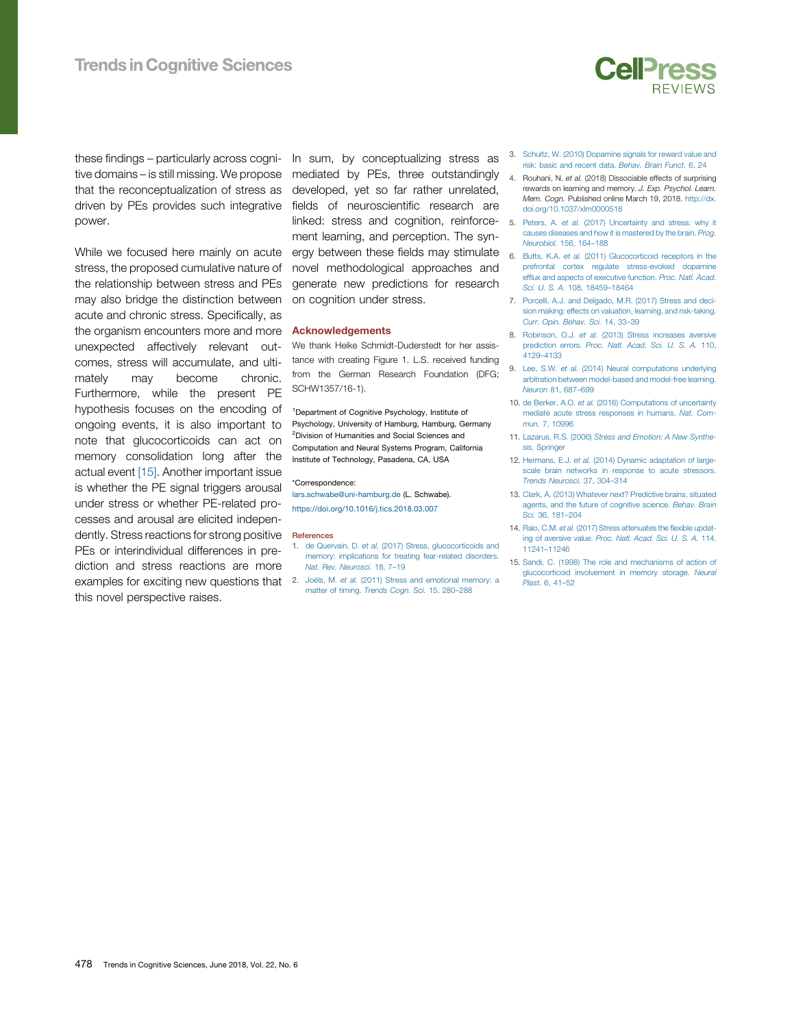these findings – particularly across cognitive domains – is still missing. We propose that the reconceptualization of stress as driven by PEs provides such integrative power.

While we focused here mainly on acute stress, the proposed cumulative nature of the relationship between stress and PEs may also bridge the distinction between acute and chronic stress. Specifically, as the organism encounters more and more unexpected affectively relevant outcomes, stress will accumulate, and ultimately may become chronic. Furthermore, while the present PE hypothesis focuses on the encoding of ongoing events, it is also important to note that glucocorticoids can act on memory consolidation long after the actual event [15]. Another important issue is whether the PE signal triggers arousal under stress or whether PE-related processes and arousal are elicited independently. Stress reactions for strong positive PEs or interindividual differences in prediction and stress reactions are more examples for exciting new questions that this novel perspective raises.

In sum, by conceptualizing stress as mediated by PEs, three outstandingly developed, yet so far rather unrelated, fields of neuroscientific research are linked: stress and cognition, reinforcement learning, and perception. The synergy between these fields may stimulate novel methodological approaches and generate new predictions for research on cognition under stress.

## Acknowledgements

We thank Heike Schmidt-Duderstedt for her assistance with creating Figure 1. L.S. received funding from the German Research Foundation (DFG; SCHW1357/16-1).

[1]Department of Cognitive Psychology, Institute of Psychology, University of Hamburg, Hamburg, Germany
[2]Division of Humanities and Social Sciences and Computation and Neural Systems Program, California Institute of Technology, Pasadena, CA, USA

*Correspondence:
lars.schwabe@uni-hamburg.de (L. Schwabe).
https://doi.org/10.1016/j.tics.2018.03.007

## References

1. de Quervain, D. *et al.* (2017) Stress, glucocorticoids and memory: implications for treating fear-related disorders. *Nat. Rev. Neurosci.* 18, 7–19
2. Joëls, M. *et al.* (2011) Stress and emotional memory: a matter of timing. *Trends Cogn. Sci.* 15, 280–288
3. Schultz, W. (2010) Dopamine signals for reward value and risk: basic and recent data. *Behav. Brain Funct.* 6, 24
4. Rouhani, N. *et al.* (2018) Dissociable effects of surprising rewards on learning and memory. *J. Exp. Psychol. Learn. Mem. Cogn.* Published online March 19, 2018. http://dx.doi.org/10.1037/xlm0000518
5. Peters, A. *et al.* (2017) Uncertainty and stress: why it causes diseases and how it is mastered by the brain. *Prog. Neurobiol.* 156, 164–188
6. Butts, K.A. *et al.* (2011) Glucocorticoid receptors in the prefrontal cortex regulate stress-evoked dopamine efflux and aspects of executive function. *Proc. Natl. Acad. Sci. U. S. A.* 108, 18459–18464
7. Porcelli, A.J. and Delgado, M.R. (2017) Stress and decision making: effects on valuation, learning, and risk-taking. *Curr. Opin. Behav. Sci.* 14, 33–39
8. Robinson, O.J. *et al.* (2013) Stress increases aversive prediction errors. *Proc. Natl. Acad. Sci. U. S. A.* 110, 4129–4133
9. Lee, S.W. *et al.* (2014) Neural computations underlying arbitration between model-based and model-free learning. *Neuron* 81, 687–699
10. de Berker, A.O. *et al.* (2016) Computations of uncertainty mediate acute stress responses in humans. *Nat. Commun.* 7, 10996
11. Lazarus, R.S. (2006) *Stress and Emotion: A New Synthesis*, Springer
12. Hermans, E.J. *et al.* (2014) Dynamic adaptation of large-scale brain networks in response to acute stressors. *Trends Neurosci.* 37, 304–314
13. Clark, A. (2013) Whatever next? Predictive brains, situated agents, and the future of cognitive science. *Behav. Brain Sci.* 36, 181–204
14. Raio, C.M. *et al.* (2017) Stress attenuates the flexible updating of aversive value. *Proc. Natl. Acad. Sci. U. S. A.* 114, 11241–11246
15. Sandi, C. (1998) The role and mechanisms of action of glucocorticoid involvement in memory storage. *Neural Plast.* 6, 41–52